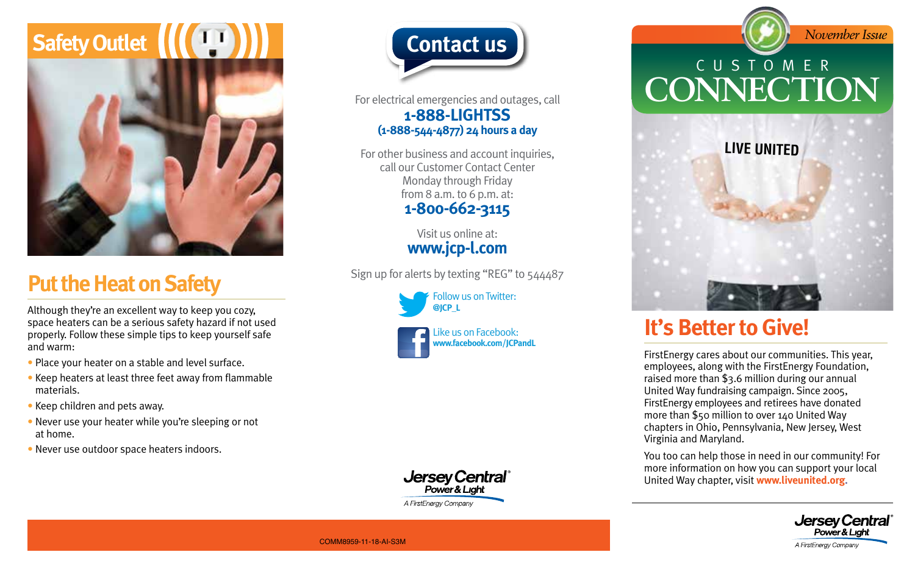## Safety Outlet

# Put the Heat on Safety

Although they're an excellent way to keep you cozy, space heaters can be a serious safety hazard if not used properly. Follow these simple tips to keep yourself safe and warm:

- Place your heater on a stable and level surface.
- Keep heaters at least three feet away from flammable materials.
- Keep children and pets away.
- Never use your heater while you're sleeping or not at home.
- Never use outdoor space heaters indoors.

## Contact us

For electrical emergencies and outages, call
**1-888-LIGHTSS**
**(1-888-544-4877) 24 hours a day**

For other business and account inquiries, call our Customer Contact Center Monday through Friday from 8 a.m. to 6 p.m. at:
**1-800-662-3115**

Visit us online at:
**www.jcp-l.com**

Sign up for alerts by texting "REG" to 544487

Follow us on Twitter:
**@JCP_L**

Like us on Facebook:
**www.facebook.com/JCPandL**

Jersey Central Power & Light
A FirstEnergy Company

COMM8959-11-18-AI-S3M

*November Issue*

# CUSTOMER CONNECTION

LIVE UNITED

# It's Better to Give!

FirstEnergy cares about our communities. This year, employees, along with the FirstEnergy Foundation, raised more than $3.6 million during our annual United Way fundraising campaign. Since 2005, FirstEnergy employees and retirees have donated more than $50 million to over 140 United Way chapters in Ohio, Pennsylvania, New Jersey, West Virginia and Maryland.

You too can help those in need in our community! For more information on how you can support your local United Way chapter, visit **www.liveunited.org.**

Jersey Central Power & Light
A FirstEnergy Company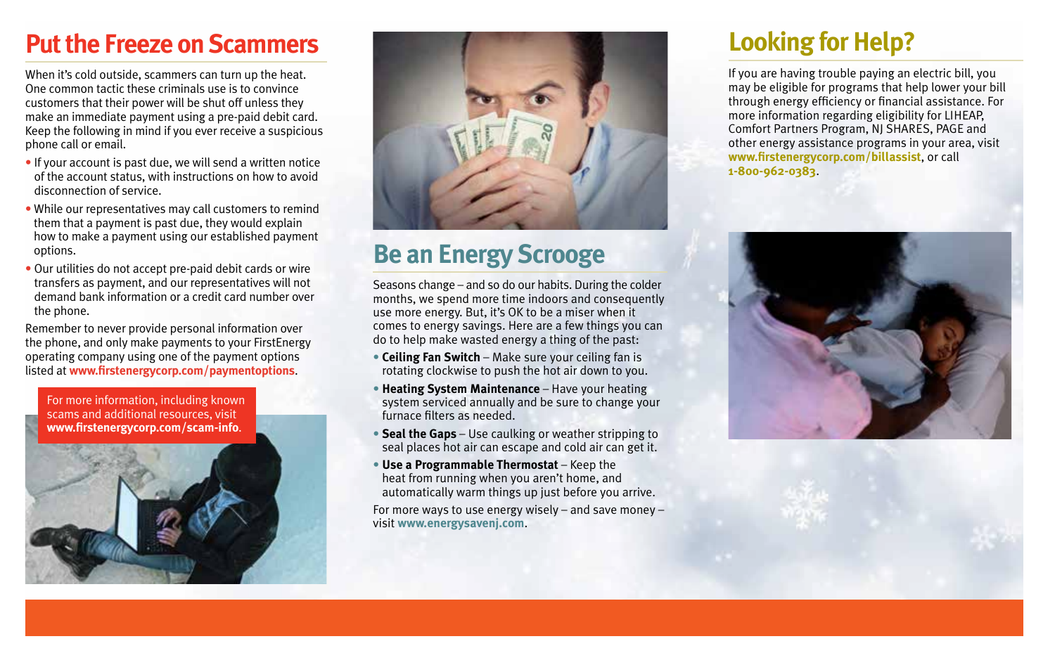## Put the Freeze on Scammers

When it's cold outside, scammers can turn up the heat. One common tactic these criminals use is to convince customers that their power will be shut off unless they make an immediate payment using a pre-paid debit card. Keep the following in mind if you ever receive a suspicious phone call or email.

- If your account is past due, we will send a written notice of the account status, with instructions on how to avoid disconnection of service.
- While our representatives may call customers to remind them that a payment is past due, they would explain how to make a payment using our established payment options.
- Our utilities do not accept pre-paid debit cards or wire transfers as payment, and our representatives will not demand bank information or a credit card number over the phone.

Remember to never provide personal information over the phone, and only make payments to your FirstEnergy operating company using one of the payment options listed at **www.firstenergycorp.com/paymentoptions**.

For more information, including known scams and additional resources, visit **www.firstenergycorp.com/scam-info**.

## Be an Energy Scrooge

Seasons change – and so do our habits. During the colder months, we spend more time indoors and consequently use more energy. But, it's OK to be a miser when it comes to energy savings. Here are a few things you can do to help make wasted energy a thing of the past:

- **Ceiling Fan Switch** – Make sure your ceiling fan is rotating clockwise to push the hot air down to you.
- **Heating System Maintenance** – Have your heating system serviced annually and be sure to change your furnace filters as needed.
- **Seal the Gaps** – Use caulking or weather stripping to seal places hot air can escape and cold air can get it.
- **Use a Programmable Thermostat** – Keep the heat from running when you aren't home, and automatically warm things up just before you arrive.

For more ways to use energy wisely – and save money – visit **www.energysavenj.com**.

## Looking for Help?

If you are having trouble paying an electric bill, you may be eligible for programs that help lower your bill through energy efficiency or financial assistance. For more information regarding eligibility for LIHEAP, Comfort Partners Program, NJ SHARES, PAGE and other energy assistance programs in your area, visit **www.firstenergycorp.com/billassist**, or call **1-800-962-0383**.